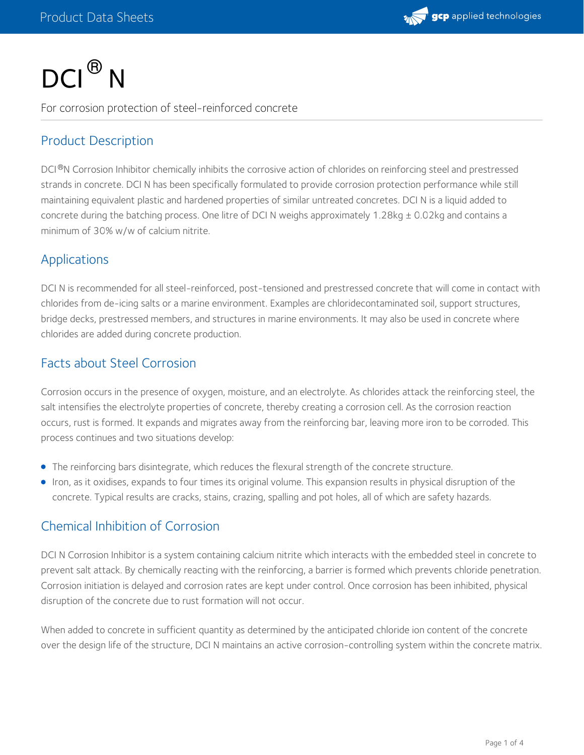# DCI® N

For corrosion protection of steel-reinforced concrete

## Product Description

DCI®N Corrosion Inhibitor chemically inhibits the corrosive action of chlorides on reinforcing steel and prestressed strands in concrete. DCI N has been specifically formulated to provide corrosion protection performance while still maintaining equivalent plastic and hardened properties of similar untreated concretes. DCI N is a liquid added to concrete during the batching process. One litre of DCI N weighs approximately 1.28kg ± 0.02kg and contains a minimum of 30% w/w of calcium nitrite.

## Applications

DCI N is recommended for all steel-reinforced, post-tensioned and prestressed concrete that will come in contact with chlorides from de-icing salts or a marine environment. Examples are chloridecontaminated soil, support structures, bridge decks, prestressed members, and structures in marine environments. It may also be used in concrete where chlorides are added during concrete production.

## Facts about Steel Corrosion

Corrosion occurs in the presence of oxygen, moisture, and an electrolyte. As chlorides attack the reinforcing steel, the salt intensifies the electrolyte properties of concrete, thereby creating a corrosion cell. As the corrosion reaction occurs, rust is formed. It expands and migrates away from the reinforcing bar, leaving more iron to be corroded. This process continues and two situations develop:

- The reinforcing bars disintegrate, which reduces the flexural strength of the concrete structure.
- Iron, as it oxidises, expands to four times its original volume. This expansion results in physical disruption of the concrete. Typical results are cracks, stains, crazing, spalling and pot holes, all of which are safety hazards.

## Chemical Inhibition of Corrosion

DCI N Corrosion Inhibitor is a system containing calcium nitrite which interacts with the embedded steel in concrete to prevent salt attack. By chemically reacting with the reinforcing, a barrier is formed which prevents chloride penetration. Corrosion initiation is delayed and corrosion rates are kept under control. Once corrosion has been inhibited, physical disruption of the concrete due to rust formation will not occur.

When added to concrete in sufficient quantity as determined by the anticipated chloride ion content of the concrete over the design life of the structure, DCI N maintains an active corrosion-controlling system within the concrete matrix.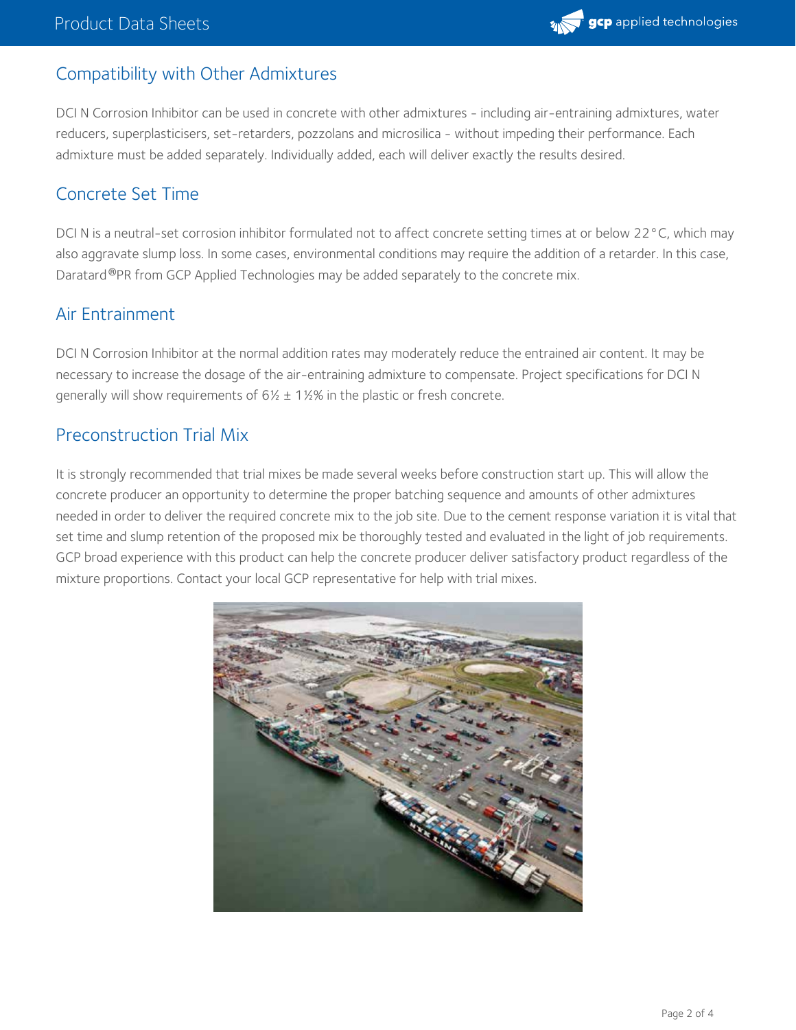## Compatibility with Other Admixtures

DCI N Corrosion Inhibitor can be used in concrete with other admixtures - including air-entraining admixtures, water reducers, superplasticisers, set-retarders, pozzolans and microsilica - without impeding their performance. Each admixture must be added separately. Individually added, each will deliver exactly the results desired.

## Concrete Set Time

DCI N is a neutral-set corrosion inhibitor formulated not to affect concrete setting times at or below 22°C, which may also aggravate slump loss. In some cases, environmental conditions may require the addition of a retarder. In this case, Daratard®PR from GCP Applied Technologies may be added separately to the concrete mix.

## Air Entrainment

DCI N Corrosion Inhibitor at the normal addition rates may moderately reduce the entrained air content. It may be necessary to increase the dosage of the air-entraining admixture to compensate. Project specifications for DCI N generally will show requirements of 6½ ± 1½% in the plastic or fresh concrete.

## Preconstruction Trial Mix

It is strongly recommended that trial mixes be made several weeks before construction start up. This will allow the concrete producer an opportunity to determine the proper batching sequence and amounts of other admixtures needed in order to deliver the required concrete mix to the job site. Due to the cement response variation it is vital that set time and slump retention of the proposed mix be thoroughly tested and evaluated in the light of job requirements. GCP broad experience with this product can help the concrete producer deliver satisfactory product regardless of the mixture proportions. Contact your local GCP representative for help with trial mixes.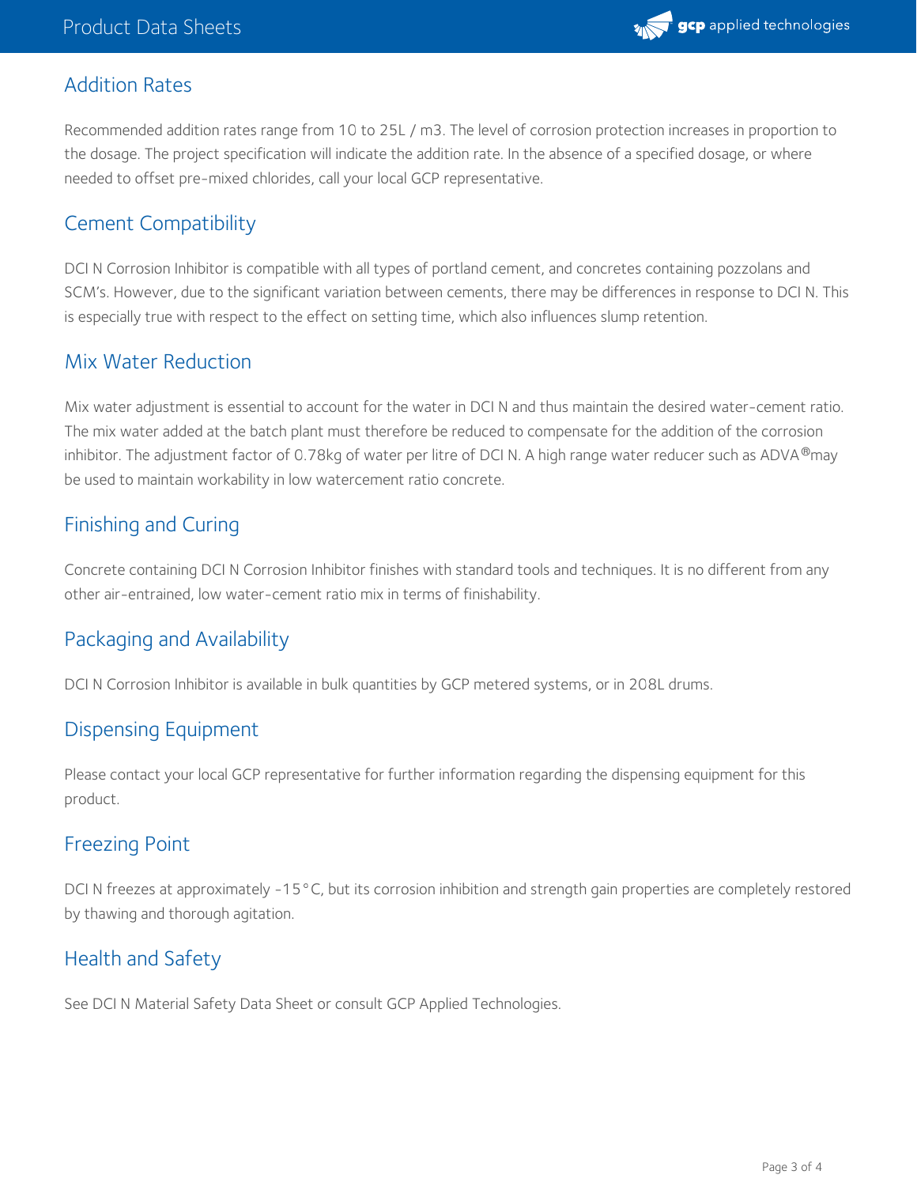## Addition Rates

Recommended addition rates range from 10 to 25L / m3. The level of corrosion protection increases in proportion to the dosage. The project specification will indicate the addition rate. In the absence of a specified dosage, or where needed to offset pre-mixed chlorides, call your local GCP representative.

## Cement Compatibility

DCI N Corrosion Inhibitor is compatible with all types of portland cement, and concretes containing pozzolans and SCM's. However, due to the significant variation between cements, there may be differences in response to DCI N. This is especially true with respect to the effect on setting time, which also influences slump retention.

## Mix Water Reduction

Mix water adjustment is essential to account for the water in DCI N and thus maintain the desired water-cement ratio. The mix water added at the batch plant must therefore be reduced to compensate for the addition of the corrosion inhibitor. The adjustment factor of 0.78kg of water per litre of DCI N. A high range water reducer such as ADVA®may be used to maintain workability in low watercement ratio concrete.

## Finishing and Curing

Concrete containing DCI N Corrosion Inhibitor finishes with standard tools and techniques. It is no different from any other air-entrained, low water-cement ratio mix in terms of finishability.

## Packaging and Availability

DCI N Corrosion Inhibitor is available in bulk quantities by GCP metered systems, or in 208L drums.

## Dispensing Equipment

Please contact your local GCP representative for further information regarding the dispensing equipment for this product.

## Freezing Point

DCI N freezes at approximately -15°C, but its corrosion inhibition and strength gain properties are completely restored by thawing and thorough agitation.

## Health and Safety

See DCI N Material Safety Data Sheet or consult GCP Applied Technologies.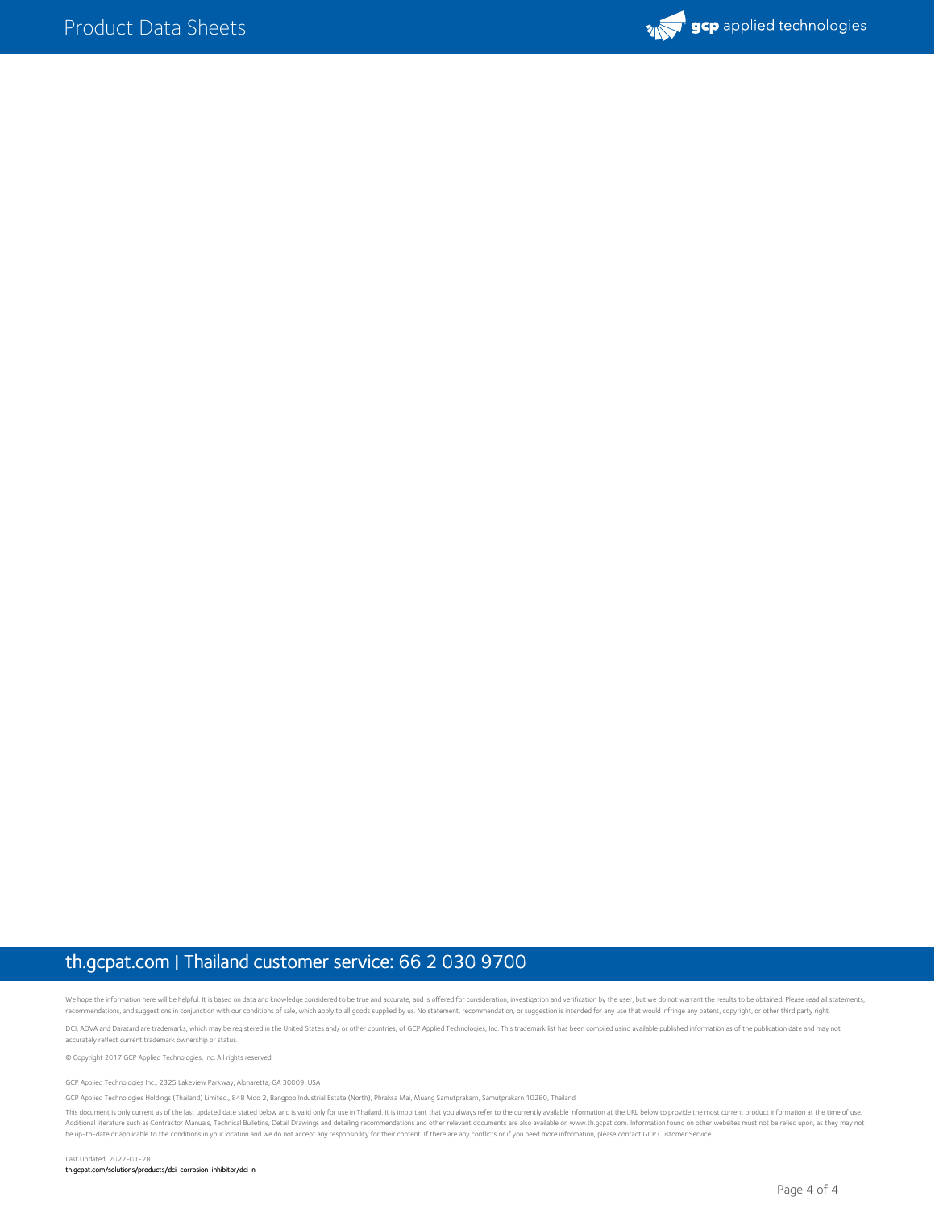## th.gcpat.com | Thailand customer service: 66 2 030 9700

We hope the information here will be helpful. It is based on data and knowledge considered to be true and accurate, and is offered for consideration, investigation and verification by the user, but we do not warrant the results to be obtained. Please read all statements, recommendations, and suggestions in conjunction with our conditions of sale, which apply to all goods supplied by us. No statement, recommendation, or suggestion is intended for any use that would infringe any patent, copyright, or other third party right.

DCI, ADVA and Daratard are trademarks, which may be registered in the United States and/ or other countries, of GCP Applied Technologies, Inc. This trademark list has been compiled using available published information as of the publication date and may not accurately reflect current trademark ownership or status.

© Copyright 2017 GCP Applied Technologies, Inc. All rights reserved.

GCP Applied Technologies Inc., 2325 Lakeview Parkway, Alpharetta, GA 30009, USA

GCP Applied Technologies Holdings (Thailand) Limited., 848 Moo 2, Bangpoo Industrial Estate (North), Phraksa Mai, Muang Samutprakarn, Samutprakarn 10280, Thailand

This document is only current as of the last updated date stated below and is valid only for use in Thailand. It is important that you always refer to the currently available information at the URL below to provide the most current product information at the time of use. Additional literature such as Contractor Manuals, Technical Bulletins, Detail Drawings and detailing recommendations and other relevant documents are also available on www.th.gcpat.com. Information found on other websites must not be relied upon, as they may not be up-to-date or applicable to the conditions in your location and we do not accept any responsibility for their content. If there are any conflicts or if you need more information, please contact GCP Customer Service.

Last Updated: 2022-01-28

th.gcpat.com/solutions/products/dci-corrosion-inhibitor/dci-n